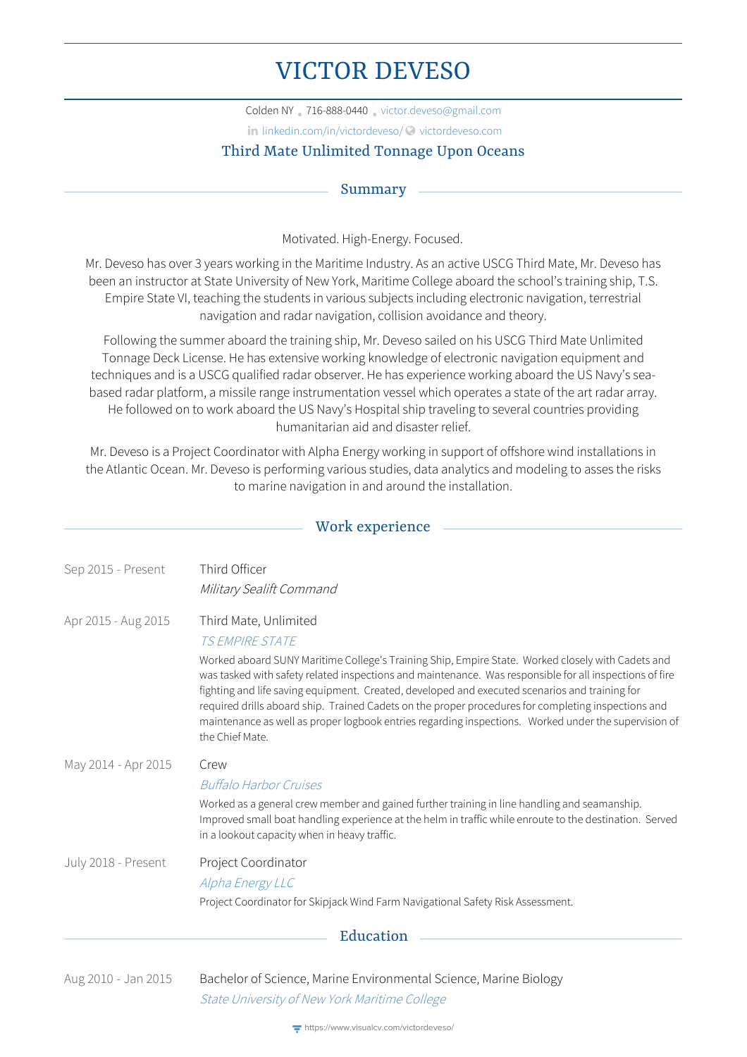# VICTOR DEVESO

Colden NY · 716-888-0440 · victor.deveso@gmail.com

linkedin.com/in/victordeveso/ · victordeveso.com

### Third Mate Unlimited Tonnage Upon Oceans

## Summary

Motivated. High-Energy. Focused.

Mr. Deveso has over 3 years working in the Maritime Industry. As an active USCG Third Mate, Mr. Deveso has been an instructor at State University of New York, Maritime College aboard the school's training ship, T.S. Empire State VI, teaching the students in various subjects including electronic navigation, terrestrial navigation and radar navigation, collision avoidance and theory.

Following the summer aboard the training ship, Mr. Deveso sailed on his USCG Third Mate Unlimited Tonnage Deck License. He has extensive working knowledge of electronic navigation equipment and techniques and is a USCG qualified radar observer. He has experience working aboard the US Navy's sea-based radar platform, a missile range instrumentation vessel which operates a state of the art radar array. He followed on to work aboard the US Navy's Hospital ship traveling to several countries providing humanitarian aid and disaster relief.

Mr. Deveso is a Project Coordinator with Alpha Energy working in support of offshore wind installations in the Atlantic Ocean. Mr. Deveso is performing various studies, data analytics and modeling to asses the risks to marine navigation in and around the installation.

## Work experience

**Sep 2015 - Present**
Third Officer
*Military Sealift Command*

**Apr 2015 - Aug 2015**
Third Mate, Unlimited
*TS EMPIRE STATE*
Worked aboard SUNY Maritime College's Training Ship, Empire State. Worked closely with Cadets and was tasked with safety related inspections and maintenance. Was responsible for all inspections of fire fighting and life saving equipment. Created, developed and executed scenarios and training for required drills aboard ship. Trained Cadets on the proper procedures for completing inspections and maintenance as well as proper logbook entries regarding inspections. Worked under the supervision of the Chief Mate.

**May 2014 - Apr 2015**
Crew
*Buffalo Harbor Cruises*
Worked as a general crew member and gained further training in line handling and seamanship. Improved small boat handling experience at the helm in traffic while enroute to the destination. Served in a lookout capacity when in heavy traffic.

**July 2018 - Present**
Project Coordinator
*Alpha Energy LLC*
Project Coordinator for Skipjack Wind Farm Navigational Safety Risk Assessment.

## Education

**Aug 2010 - Jan 2015**
Bachelor of Science, Marine Environmental Science, Marine Biology
*State University of New York Maritime College*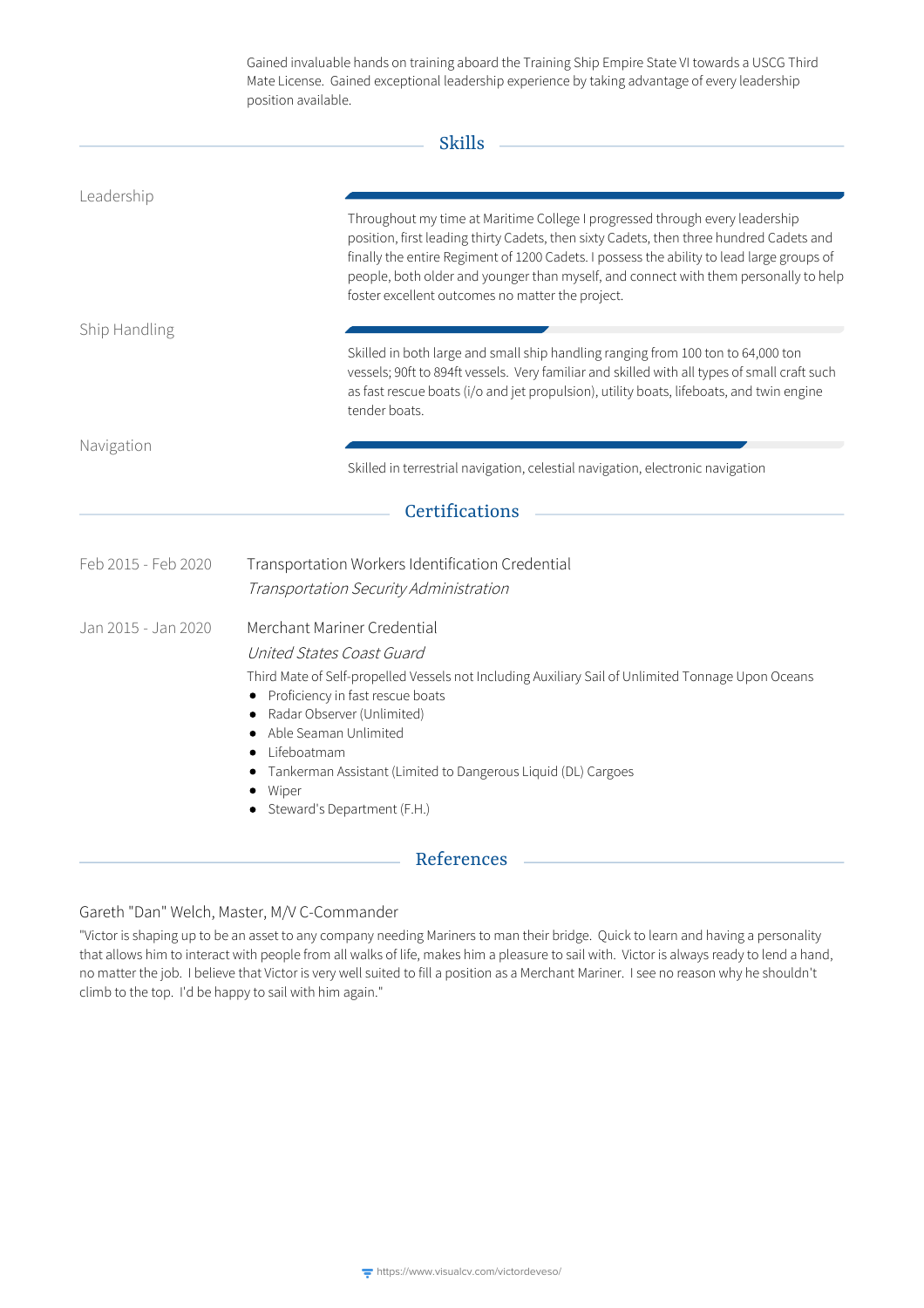Gained invaluable hands on training aboard the Training Ship Empire State VI towards a USCG Third Mate License. Gained exceptional leadership experience by taking advantage of every leadership position available.

## Skills

**Leadership**

Throughout my time at Maritime College I progressed through every leadership position, first leading thirty Cadets, then sixty Cadets, then three hundred Cadets and finally the entire Regiment of 1200 Cadets. I possess the ability to lead large groups of people, both older and younger than myself, and connect with them personally to help foster excellent outcomes no matter the project.

**Ship Handling**

Skilled in both large and small ship handling ranging from 100 ton to 64,000 ton vessels; 90ft to 894ft vessels. Very familiar and skilled with all types of small craft such as fast rescue boats (i/o and jet propulsion), utility boats, lifeboats, and twin engine tender boats.

**Navigation**

Skilled in terrestrial navigation, celestial navigation, electronic navigation

## Certifications

Feb 2015 - Feb 2020

Transportation Workers Identification Credential

*Transportation Security Administration*

Jan 2015 - Jan 2020

Merchant Mariner Credential

*United States Coast Guard*

Third Mate of Self-propelled Vessels not Including Auxiliary Sail of Unlimited Tonnage Upon Oceans

- Proficiency in fast rescue boats
- Radar Observer (Unlimited)
- Able Seaman Unlimited
- Lifeboatmam
- Tankerman Assistant (Limited to Dangerous Liquid (DL) Cargoes
- Wiper
- Steward's Department (F.H.)

## References

Gareth "Dan" Welch, Master, M/V C-Commander

"Victor is shaping up to be an asset to any company needing Mariners to man their bridge. Quick to learn and having a personality that allows him to interact with people from all walks of life, makes him a pleasure to sail with. Victor is always ready to lend a hand, no matter the job. I believe that Victor is very well suited to fill a position as a Merchant Mariner. I see no reason why he shouldn't climb to the top. I'd be happy to sail with him again."